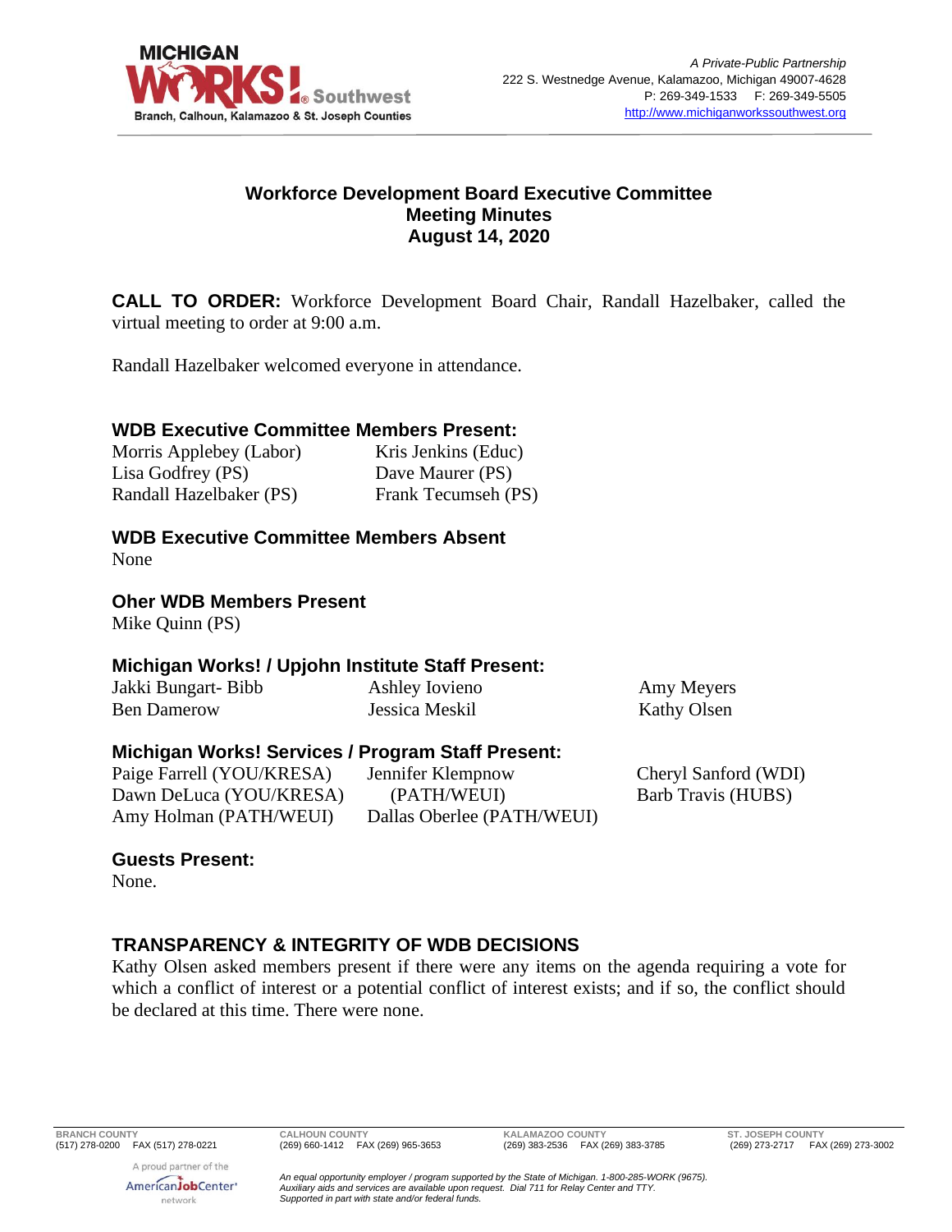MICHIGAN WORKS! Southwest
Branch, Calhoun, Kalamazoo & St. Joseph Counties

*A Private-Public Partnership*
222 S. Westnedge Avenue, Kalamazoo, Michigan 49007-4628
P: 269-349-1533 F: 269-349-5505
http://www.michiganworkssouthwest.org

# Workforce Development Board Executive Committee Meeting Minutes August 14, 2020

**CALL TO ORDER:** Workforce Development Board Chair, Randall Hazelbaker, called the virtual meeting to order at 9:00 a.m.

Randall Hazelbaker welcomed everyone in attendance.

### WDB Executive Committee Members Present:

Morris Applebey (Labor)
Lisa Godfrey (PS)
Randall Hazelbaker (PS)
Kris Jenkins (Educ)
Dave Maurer (PS)
Frank Tecumseh (PS)

### WDB Executive Committee Members Absent

None

### Oher WDB Members Present

Mike Quinn (PS)

### Michigan Works! / Upjohn Institute Staff Present:

Jakki Bungart- Bibb
Ben Damerow
Ashley Iovieno
Jessica Meskil
Amy Meyers
Kathy Olsen

### Michigan Works! Services / Program Staff Present:

Paige Farrell (YOU/KRESA)
Dawn DeLuca (YOU/KRESA)
Amy Holman (PATH/WEUI)
Jennifer Klempnow (PATH/WEUI)
Dallas Oberlee (PATH/WEUI)
Cheryl Sanford (WDI)
Barb Travis (HUBS)

### Guests Present:

None.

## TRANSPARENCY & INTEGRITY OF WDB DECISIONS

Kathy Olsen asked members present if there were any items on the agenda requiring a vote for which a conflict of interest or a potential conflict of interest exists; and if so, the conflict should be declared at this time. There were none.

BRANCH COUNTY (517) 278-0200 FAX (517) 278-0221
CALHOUN COUNTY (269) 660-1412 FAX (269) 965-3653
KALAMAZOO COUNTY (269) 383-2536 FAX (269) 383-3785
ST. JOSEPH COUNTY (269) 273-2717 FAX (269) 273-3002

A proud partner of the AmericanJobCenter network

*An equal opportunity employer / program supported by the State of Michigan. 1-800-285-WORK (9675). Auxiliary aids and services are available upon request. Dial 711 for Relay Center and TTY. Supported in part with state and/or federal funds.*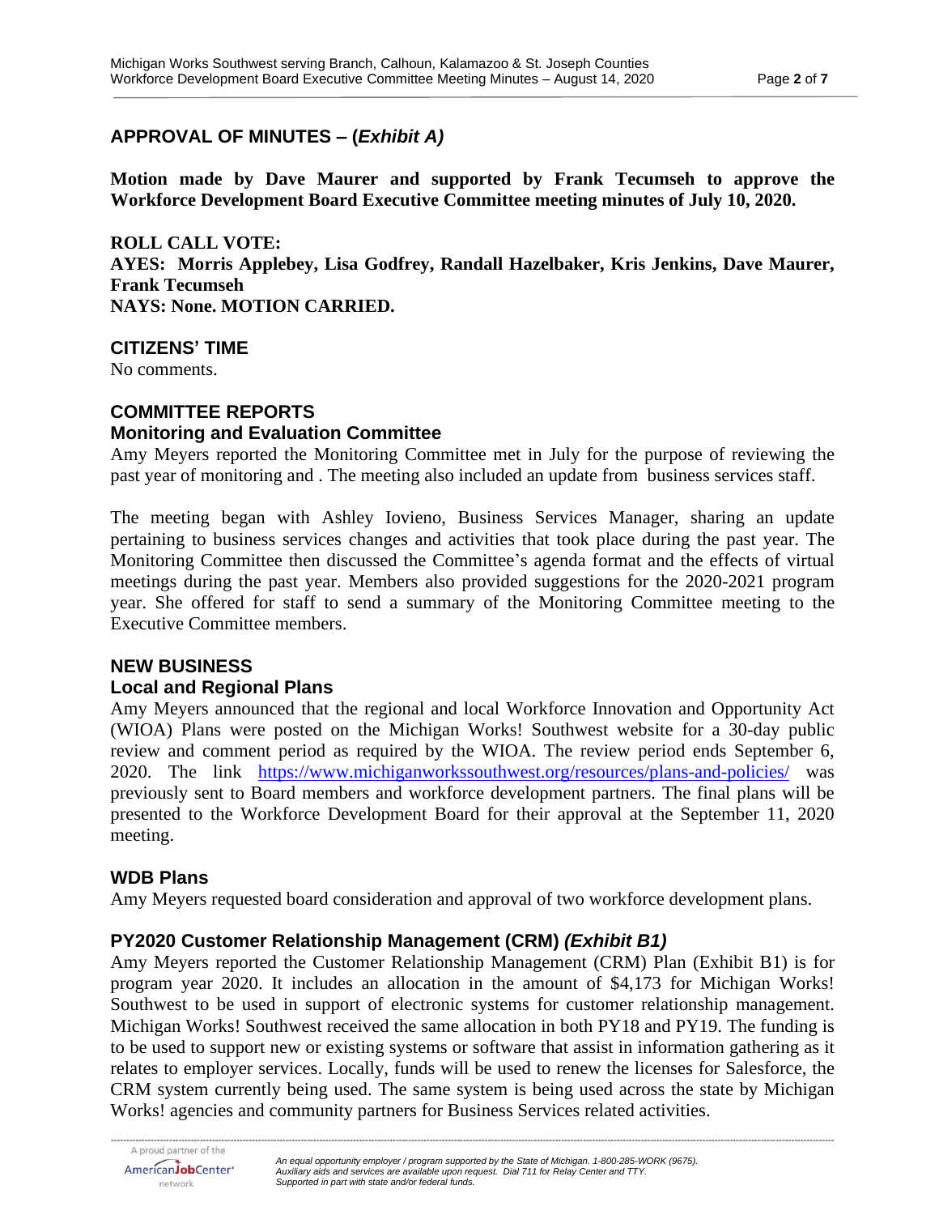## APPROVAL OF MINUTES – (*Exhibit A)*

**Motion made by Dave Maurer and supported by Frank Tecumseh to approve the Workforce Development Board Executive Committee meeting minutes of July 10, 2020.**

**ROLL CALL VOTE:**
**AYES: Morris Applebey, Lisa Godfrey, Randall Hazelbaker, Kris Jenkins, Dave Maurer, Frank Tecumseh**
**NAYS: None. MOTION CARRIED.**

## CITIZENS' TIME

No comments.

## COMMITTEE REPORTS

### Monitoring and Evaluation Committee

Amy Meyers reported the Monitoring Committee met in July for the purpose of reviewing the past year of monitoring and . The meeting also included an update from business services staff.

The meeting began with Ashley Iovieno, Business Services Manager, sharing an update pertaining to business services changes and activities that took place during the past year. The Monitoring Committee then discussed the Committee's agenda format and the effects of virtual meetings during the past year. Members also provided suggestions for the 2020-2021 program year. She offered for staff to send a summary of the Monitoring Committee meeting to the Executive Committee members.

## NEW BUSINESS

### Local and Regional Plans

Amy Meyers announced that the regional and local Workforce Innovation and Opportunity Act (WIOA) Plans were posted on the Michigan Works! Southwest website for a 30-day public review and comment period as required by the WIOA. The review period ends September 6, 2020. The link https://www.michiganworkssouthwest.org/resources/plans-and-policies/ was previously sent to Board members and workforce development partners. The final plans will be presented to the Workforce Development Board for their approval at the September 11, 2020 meeting.

### WDB Plans

Amy Meyers requested board consideration and approval of two workforce development plans.

### PY2020 Customer Relationship Management (CRM) *(Exhibit B1)*

Amy Meyers reported the Customer Relationship Management (CRM) Plan (Exhibit B1) is for program year 2020. It includes an allocation in the amount of $4,173 for Michigan Works! Southwest to be used in support of electronic systems for customer relationship management. Michigan Works! Southwest received the same allocation in both PY18 and PY19. The funding is to be used to support new or existing systems or software that assist in information gathering as it relates to employer services. Locally, funds will be used to renew the licenses for Salesforce, the CRM system currently being used. The same system is being used across the state by Michigan Works! agencies and community partners for Business Services related activities.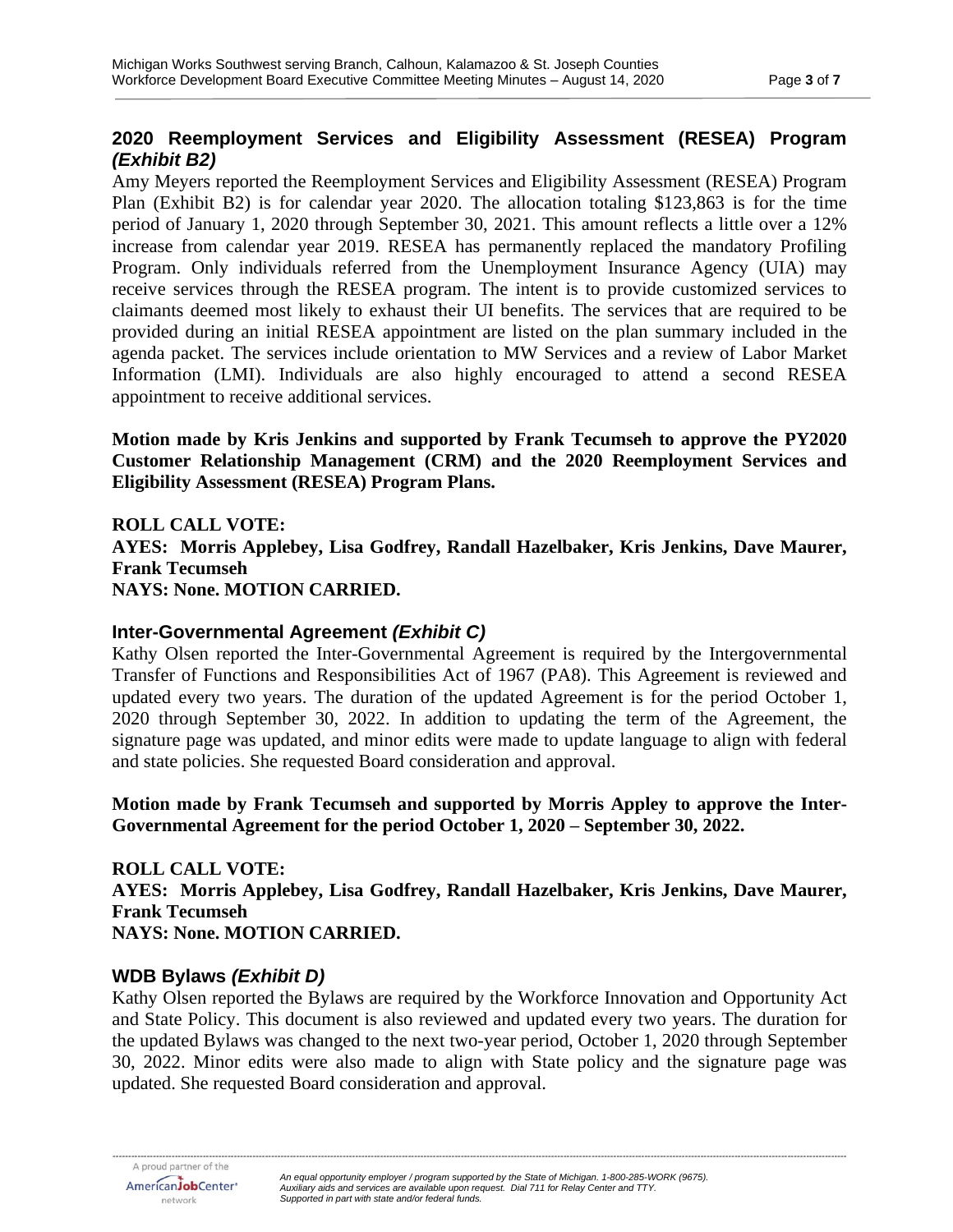## 2020 Reemployment Services and Eligibility Assessment (RESEA) Program *(Exhibit B2)*

Amy Meyers reported the Reemployment Services and Eligibility Assessment (RESEA) Program Plan (Exhibit B2) is for calendar year 2020. The allocation totaling $123,863 is for the time period of January 1, 2020 through September 30, 2021. This amount reflects a little over a 12% increase from calendar year 2019. RESEA has permanently replaced the mandatory Profiling Program. Only individuals referred from the Unemployment Insurance Agency (UIA) may receive services through the RESEA program. The intent is to provide customized services to claimants deemed most likely to exhaust their UI benefits. The services that are required to be provided during an initial RESEA appointment are listed on the plan summary included in the agenda packet. The services include orientation to MW Services and a review of Labor Market Information (LMI). Individuals are also highly encouraged to attend a second RESEA appointment to receive additional services.

**Motion made by Kris Jenkins and supported by Frank Tecumseh to approve the PY2020 Customer Relationship Management (CRM) and the 2020 Reemployment Services and Eligibility Assessment (RESEA) Program Plans.**

**ROLL CALL VOTE:**
**AYES: Morris Applebey, Lisa Godfrey, Randall Hazelbaker, Kris Jenkins, Dave Maurer, Frank Tecumseh**
**NAYS: None. MOTION CARRIED.**

## Inter-Governmental Agreement *(Exhibit C)*

Kathy Olsen reported the Inter-Governmental Agreement is required by the Intergovernmental Transfer of Functions and Responsibilities Act of 1967 (PA8). This Agreement is reviewed and updated every two years. The duration of the updated Agreement is for the period October 1, 2020 through September 30, 2022. In addition to updating the term of the Agreement, the signature page was updated, and minor edits were made to update language to align with federal and state policies. She requested Board consideration and approval.

**Motion made by Frank Tecumseh and supported by Morris Appley to approve the Inter-Governmental Agreement for the period October 1, 2020 – September 30, 2022.**

**ROLL CALL VOTE:**
**AYES: Morris Applebey, Lisa Godfrey, Randall Hazelbaker, Kris Jenkins, Dave Maurer, Frank Tecumseh**
**NAYS: None. MOTION CARRIED.**

## WDB Bylaws *(Exhibit D)*

Kathy Olsen reported the Bylaws are required by the Workforce Innovation and Opportunity Act and State Policy. This document is also reviewed and updated every two years. The duration for the updated Bylaws was changed to the next two-year period, October 1, 2020 through September 30, 2022. Minor edits were also made to align with State policy and the signature page was updated. She requested Board consideration and approval.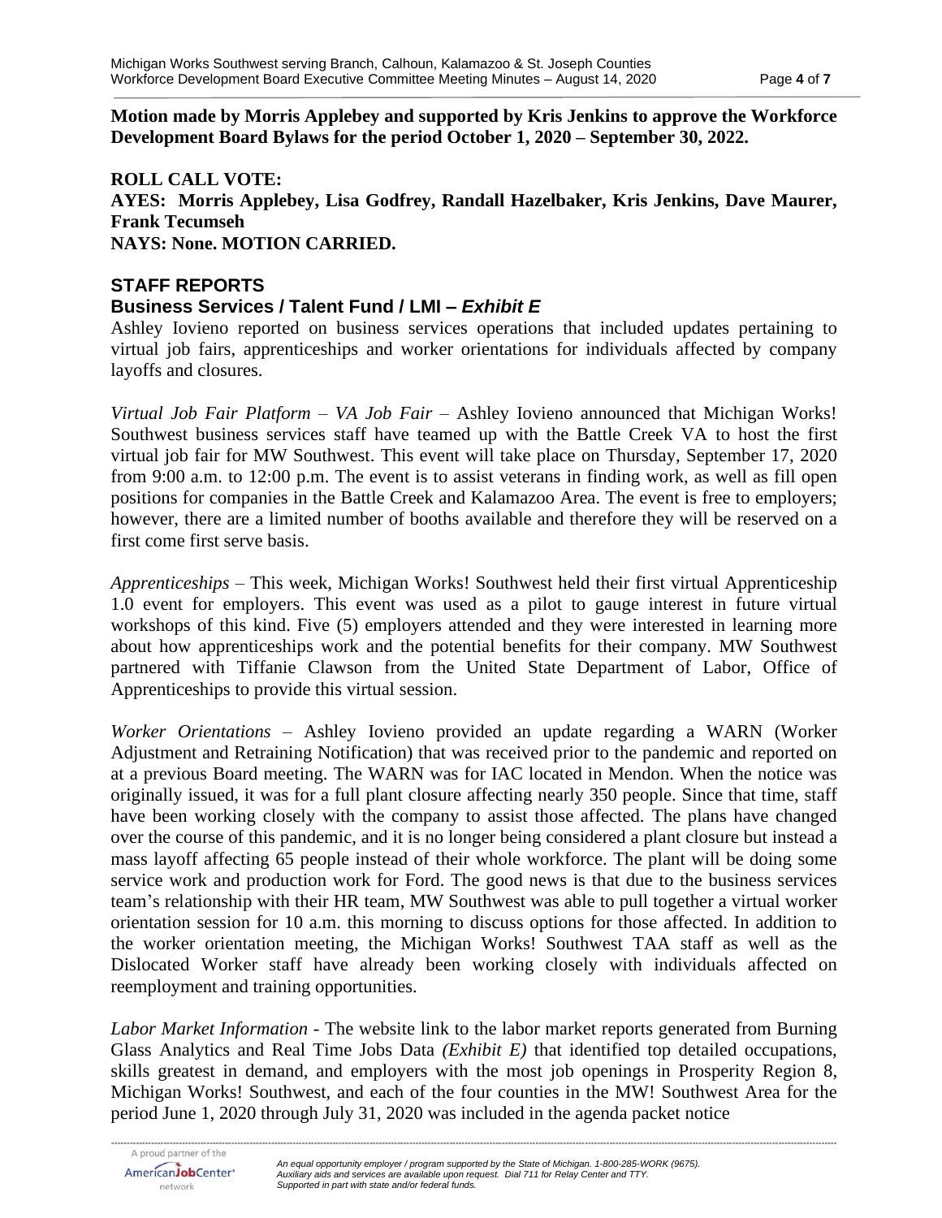**Motion made by Morris Applebey and supported by Kris Jenkins to approve the Workforce Development Board Bylaws for the period October 1, 2020 – September 30, 2022.**

**ROLL CALL VOTE:**
**AYES: Morris Applebey, Lisa Godfrey, Randall Hazelbaker, Kris Jenkins, Dave Maurer, Frank Tecumseh**
**NAYS: None. MOTION CARRIED.**

## STAFF REPORTS

### Business Services / Talent Fund / LMI – *Exhibit E*

Ashley Iovieno reported on business services operations that included updates pertaining to virtual job fairs, apprenticeships and worker orientations for individuals affected by company layoffs and closures.

*Virtual Job Fair Platform – VA Job Fair* – Ashley Iovieno announced that Michigan Works! Southwest business services staff have teamed up with the Battle Creek VA to host the first virtual job fair for MW Southwest. This event will take place on Thursday, September 17, 2020 from 9:00 a.m. to 12:00 p.m. The event is to assist veterans in finding work, as well as fill open positions for companies in the Battle Creek and Kalamazoo Area. The event is free to employers; however, there are a limited number of booths available and therefore they will be reserved on a first come first serve basis.

*Apprenticeships* – This week, Michigan Works! Southwest held their first virtual Apprenticeship 1.0 event for employers. This event was used as a pilot to gauge interest in future virtual workshops of this kind. Five (5) employers attended and they were interested in learning more about how apprenticeships work and the potential benefits for their company. MW Southwest partnered with Tiffanie Clawson from the United State Department of Labor, Office of Apprenticeships to provide this virtual session.

*Worker Orientations* – Ashley Iovieno provided an update regarding a WARN (Worker Adjustment and Retraining Notification) that was received prior to the pandemic and reported on at a previous Board meeting. The WARN was for IAC located in Mendon. When the notice was originally issued, it was for a full plant closure affecting nearly 350 people. Since that time, staff have been working closely with the company to assist those affected. The plans have changed over the course of this pandemic, and it is no longer being considered a plant closure but instead a mass layoff affecting 65 people instead of their whole workforce. The plant will be doing some service work and production work for Ford. The good news is that due to the business services team's relationship with their HR team, MW Southwest was able to pull together a virtual worker orientation session for 10 a.m. this morning to discuss options for those affected. In addition to the worker orientation meeting, the Michigan Works! Southwest TAA staff as well as the Dislocated Worker staff have already been working closely with individuals affected on reemployment and training opportunities.

*Labor Market Information* - The website link to the labor market reports generated from Burning Glass Analytics and Real Time Jobs Data *(Exhibit E)* that identified top detailed occupations, skills greatest in demand, and employers with the most job openings in Prosperity Region 8, Michigan Works! Southwest, and each of the four counties in the MW! Southwest Area for the period June 1, 2020 through July 31, 2020 was included in the agenda packet notice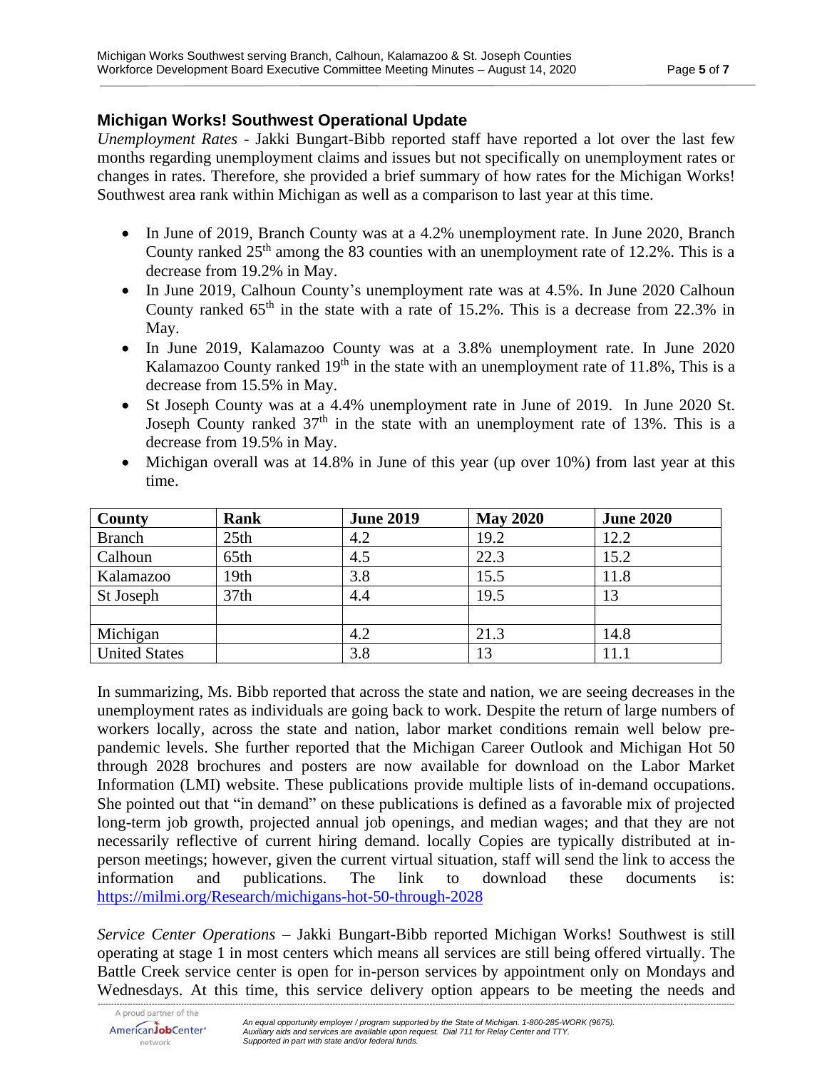## Michigan Works! Southwest Operational Update

*Unemployment Rates* - Jakki Bungart-Bibb reported staff have reported a lot over the last few months regarding unemployment claims and issues but not specifically on unemployment rates or changes in rates. Therefore, she provided a brief summary of how rates for the Michigan Works! Southwest area rank within Michigan as well as a comparison to last year at this time.

- In June of 2019, Branch County was at a 4.2% unemployment rate. In June 2020, Branch County ranked 25th among the 83 counties with an unemployment rate of 12.2%. This is a decrease from 19.2% in May.
- In June 2019, Calhoun County's unemployment rate was at 4.5%. In June 2020 Calhoun County ranked 65th in the state with a rate of 15.2%. This is a decrease from 22.3% in May.
- In June 2019, Kalamazoo County was at a 3.8% unemployment rate. In June 2020 Kalamazoo County ranked 19th in the state with an unemployment rate of 11.8%, This is a decrease from 15.5% in May.
- St Joseph County was at a 4.4% unemployment rate in June of 2019. In June 2020 St. Joseph County ranked 37th in the state with an unemployment rate of 13%. This is a decrease from 19.5% in May.
- Michigan overall was at 14.8% in June of this year (up over 10%) from last year at this time.

| County | Rank | June 2019 | May 2020 | June 2020 |
|---|---|---|---|---|
| Branch | 25th | 4.2 | 19.2 | 12.2 |
| Calhoun | 65th | 4.5 | 22.3 | 15.2 |
| Kalamazoo | 19th | 3.8 | 15.5 | 11.8 |
| St Joseph | 37th | 4.4 | 19.5 | 13 |
| | | | | |
| Michigan | | 4.2 | 21.3 | 14.8 |
| United States | | 3.8 | 13 | 11.1 |

In summarizing, Ms. Bibb reported that across the state and nation, we are seeing decreases in the unemployment rates as individuals are going back to work. Despite the return of large numbers of workers locally, across the state and nation, labor market conditions remain well below pre-pandemic levels. She further reported that the Michigan Career Outlook and Michigan Hot 50 through 2028 brochures and posters are now available for download on the Labor Market Information (LMI) website. These publications provide multiple lists of in-demand occupations. She pointed out that "in demand" on these publications is defined as a favorable mix of projected long-term job growth, projected annual job openings, and median wages; and that they are not necessarily reflective of current hiring demand. locally Copies are typically distributed at in-person meetings; however, given the current virtual situation, staff will send the link to access the information and publications. The link to download these documents is: https://milmi.org/Research/michigans-hot-50-through-2028

*Service Center Operations* – Jakki Bungart-Bibb reported Michigan Works! Southwest is still operating at stage 1 in most centers which means all services are still being offered virtually. The Battle Creek service center is open for in-person services by appointment only on Mondays and Wednesdays. At this time, this service delivery option appears to be meeting the needs and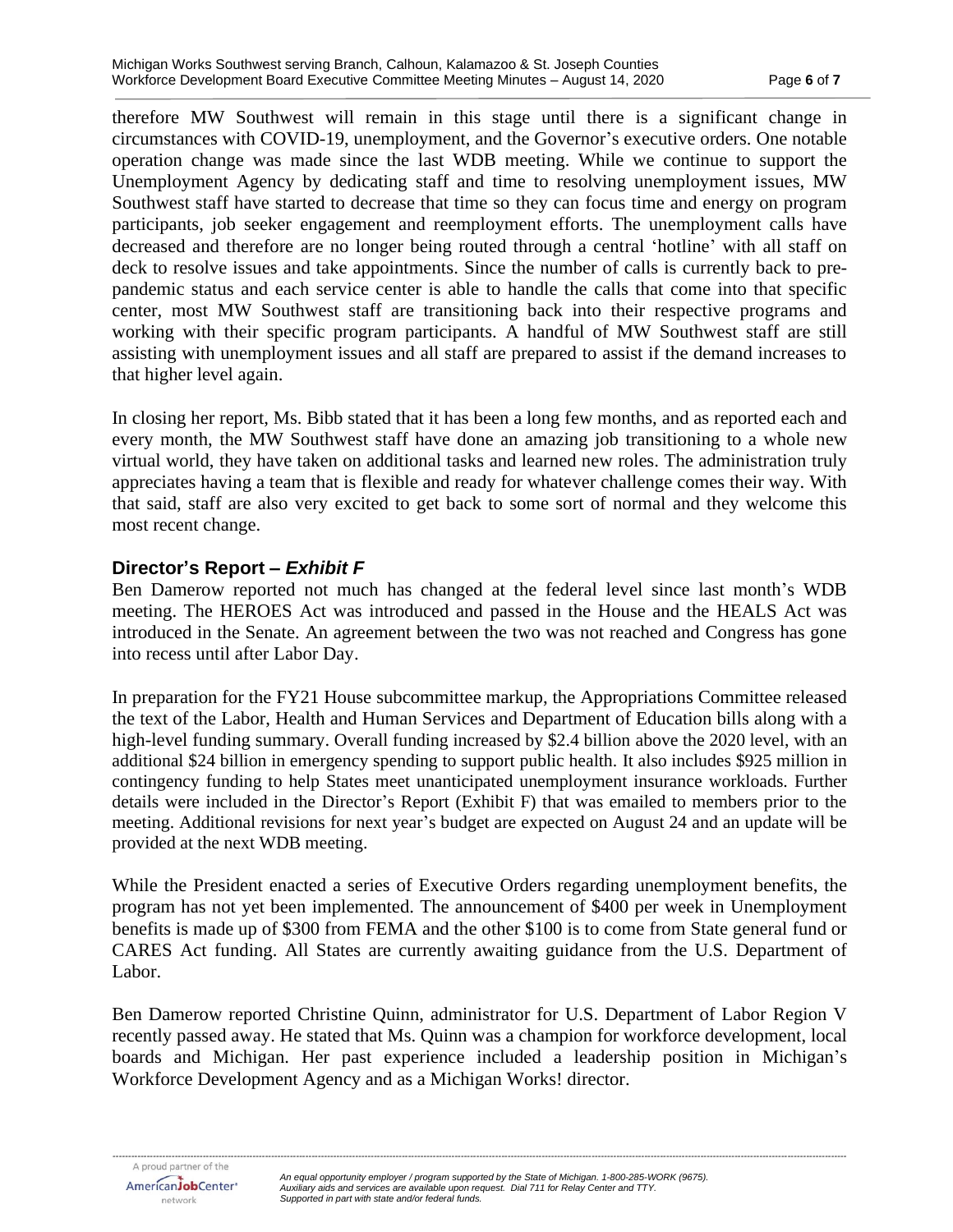therefore MW Southwest will remain in this stage until there is a significant change in circumstances with COVID-19, unemployment, and the Governor's executive orders. One notable operation change was made since the last WDB meeting. While we continue to support the Unemployment Agency by dedicating staff and time to resolving unemployment issues, MW Southwest staff have started to decrease that time so they can focus time and energy on program participants, job seeker engagement and reemployment efforts. The unemployment calls have decreased and therefore are no longer being routed through a central 'hotline' with all staff on deck to resolve issues and take appointments. Since the number of calls is currently back to pre-pandemic status and each service center is able to handle the calls that come into that specific center, most MW Southwest staff are transitioning back into their respective programs and working with their specific program participants. A handful of MW Southwest staff are still assisting with unemployment issues and all staff are prepared to assist if the demand increases to that higher level again.

In closing her report, Ms. Bibb stated that it has been a long few months, and as reported each and every month, the MW Southwest staff have done an amazing job transitioning to a whole new virtual world, they have taken on additional tasks and learned new roles. The administration truly appreciates having a team that is flexible and ready for whatever challenge comes their way. With that said, staff are also very excited to get back to some sort of normal and they welcome this most recent change.

## Director's Report – *Exhibit F*

Ben Damerow reported not much has changed at the federal level since last month's WDB meeting. The HEROES Act was introduced and passed in the House and the HEALS Act was introduced in the Senate. An agreement between the two was not reached and Congress has gone into recess until after Labor Day.

In preparation for the FY21 House subcommittee markup, the Appropriations Committee released the text of the Labor, Health and Human Services and Department of Education bills along with a high-level funding summary. Overall funding increased by $2.4 billion above the 2020 level, with an additional $24 billion in emergency spending to support public health. It also includes $925 million in contingency funding to help States meet unanticipated unemployment insurance workloads. Further details were included in the Director's Report (Exhibit F) that was emailed to members prior to the meeting. Additional revisions for next year's budget are expected on August 24 and an update will be provided at the next WDB meeting.

While the President enacted a series of Executive Orders regarding unemployment benefits, the program has not yet been implemented. The announcement of $400 per week in Unemployment benefits is made up of $300 from FEMA and the other $100 is to come from State general fund or CARES Act funding. All States are currently awaiting guidance from the U.S. Department of Labor.

Ben Damerow reported Christine Quinn, administrator for U.S. Department of Labor Region V recently passed away. He stated that Ms. Quinn was a champion for workforce development, local boards and Michigan. Her past experience included a leadership position in Michigan's Workforce Development Agency and as a Michigan Works! director.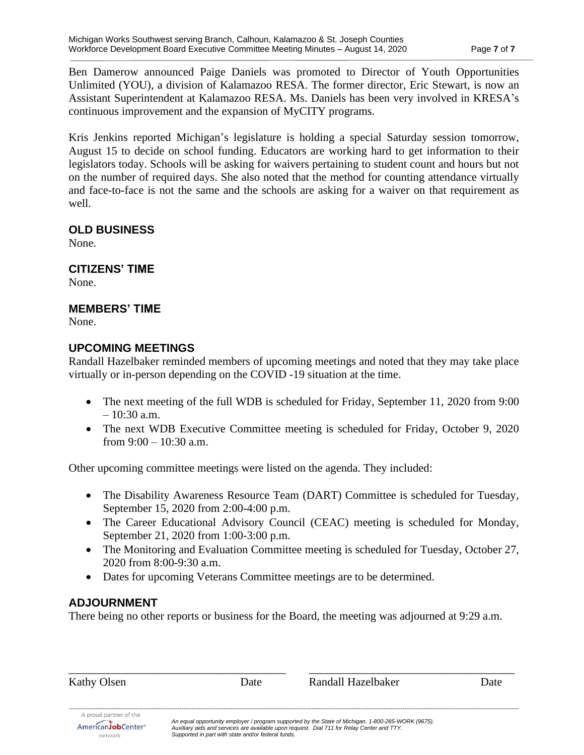Ben Damerow announced Paige Daniels was promoted to Director of Youth Opportunities Unlimited (YOU), a division of Kalamazoo RESA. The former director, Eric Stewart, is now an Assistant Superintendent at Kalamazoo RESA. Ms. Daniels has been very involved in KRESA's continuous improvement and the expansion of MyCITY programs.

Kris Jenkins reported Michigan's legislature is holding a special Saturday session tomorrow, August 15 to decide on school funding. Educators are working hard to get information to their legislators today. Schools will be asking for waivers pertaining to student count and hours but not on the number of required days. She also noted that the method for counting attendance virtually and face-to-face is not the same and the schools are asking for a waiver on that requirement as well.

## OLD BUSINESS

None.

## CITIZENS' TIME

None.

## MEMBERS' TIME

None.

## UPCOMING MEETINGS

Randall Hazelbaker reminded members of upcoming meetings and noted that they may take place virtually or in-person depending on the COVID -19 situation at the time.

- The next meeting of the full WDB is scheduled for Friday, September 11, 2020 from 9:00 – 10:30 a.m.
- The next WDB Executive Committee meeting is scheduled for Friday, October 9, 2020 from 9:00 – 10:30 a.m.

Other upcoming committee meetings were listed on the agenda. They included:

- The Disability Awareness Resource Team (DART) Committee is scheduled for Tuesday, September 15, 2020 from 2:00-4:00 p.m.
- The Career Educational Advisory Council (CEAC) meeting is scheduled for Monday, September 21, 2020 from 1:00-3:00 p.m.
- The Monitoring and Evaluation Committee meeting is scheduled for Tuesday, October 27, 2020 from 8:00-9:30 a.m.
- Dates for upcoming Veterans Committee meetings are to be determined.

## ADJOURNMENT

There being no other reports or business for the Board, the meeting was adjourned at 9:29 a.m.

_________________________________ _________________________________

Kathy Olsen Date Randall Hazelbaker Date

A proud partner of the AmericanJobCenter network

*An equal opportunity employer / program supported by the State of Michigan. 1-800-285-WORK (9675). Auxiliary aids and services are available upon request. Dial 711 for Relay Center and TTY. Supported in part with state and/or federal funds.*